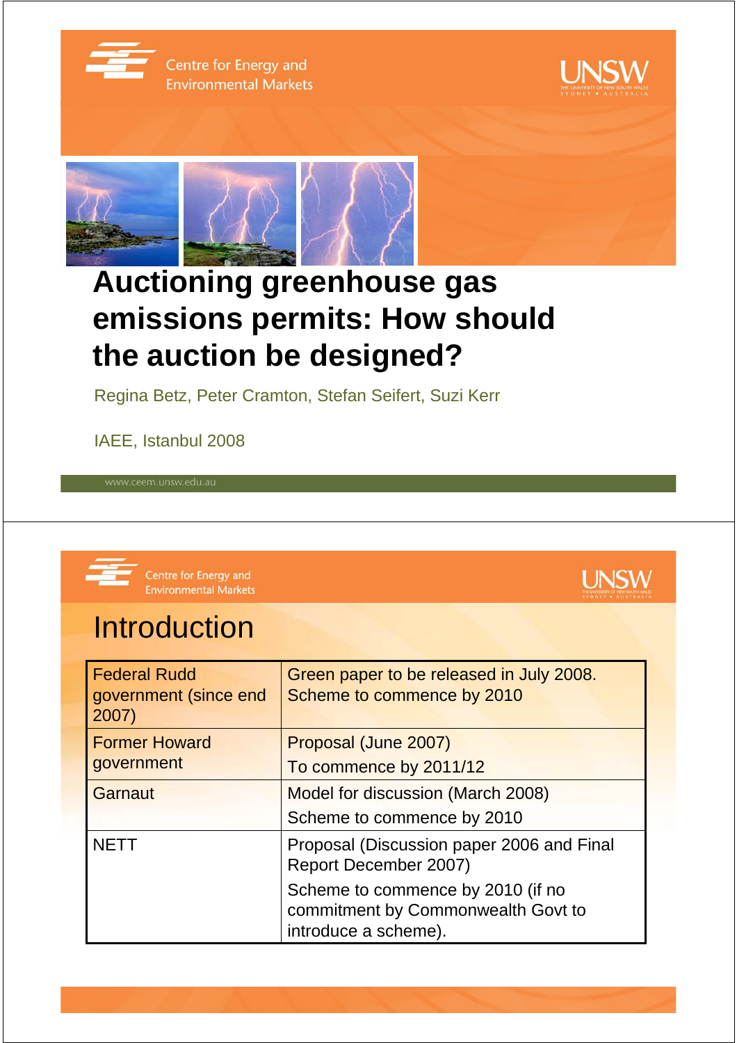# Auctioning greenhouse gas emissions permits: How should the auction be designed?

Regina Betz, Peter Cramton, Stefan Seifert, Suzi Kerr

IAEE, Istanbul 2008

## Introduction

| | |
|---|---|
| Federal Rudd government (since end 2007) | Green paper to be released in July 2008. Scheme to commence by 2010 |
| Former Howard government | Proposal (June 2007)<br>To commence by 2011/12 |
| Garnaut | Model for discussion (March 2008)<br>Scheme to commence by 2010 |
| NETT | Proposal (Discussion paper 2006 and Final Report December 2007)<br>Scheme to commence by 2010 (if no commitment by Commonwealth Govt to introduce a scheme). |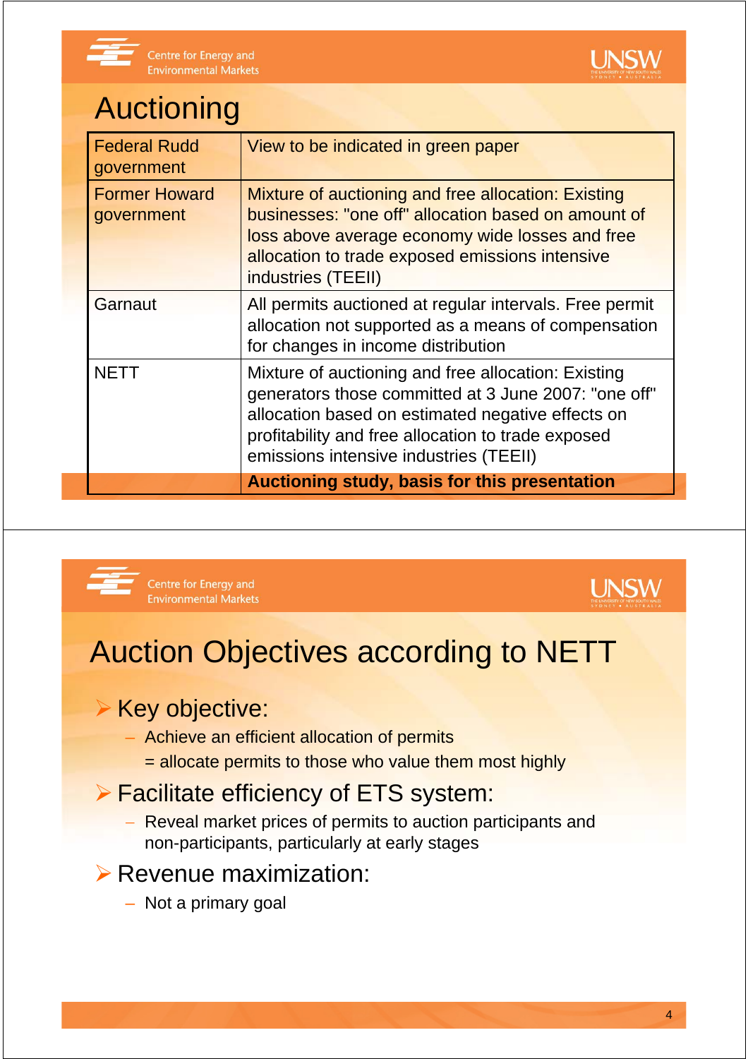# Auctioning

| | |
|---|---|
| Federal Rudd government | View to be indicated in green paper |
| Former Howard government | Mixture of auctioning and free allocation: Existing businesses: "one off" allocation based on amount of loss above average economy wide losses and free allocation to trade exposed emissions intensive industries (TEEII) |
| Garnaut | All permits auctioned at regular intervals. Free permit allocation not supported as a means of compensation for changes in income distribution |
| NETT | Mixture of auctioning and free allocation: Existing generators those committed at 3 June 2007: "one off" allocation based on estimated negative effects on profitability and free allocation to trade exposed emissions intensive industries (TEEII) |
| | **Auctioning study, basis for this presentation** |

# Auction Objectives according to NETT

- Key objective:
  - Achieve an efficient allocation of permits
    = allocate permits to those who value them most highly
- Facilitate efficiency of ETS system:
  - Reveal market prices of permits to auction participants and non-participants, particularly at early stages
- Revenue maximization:
  - Not a primary goal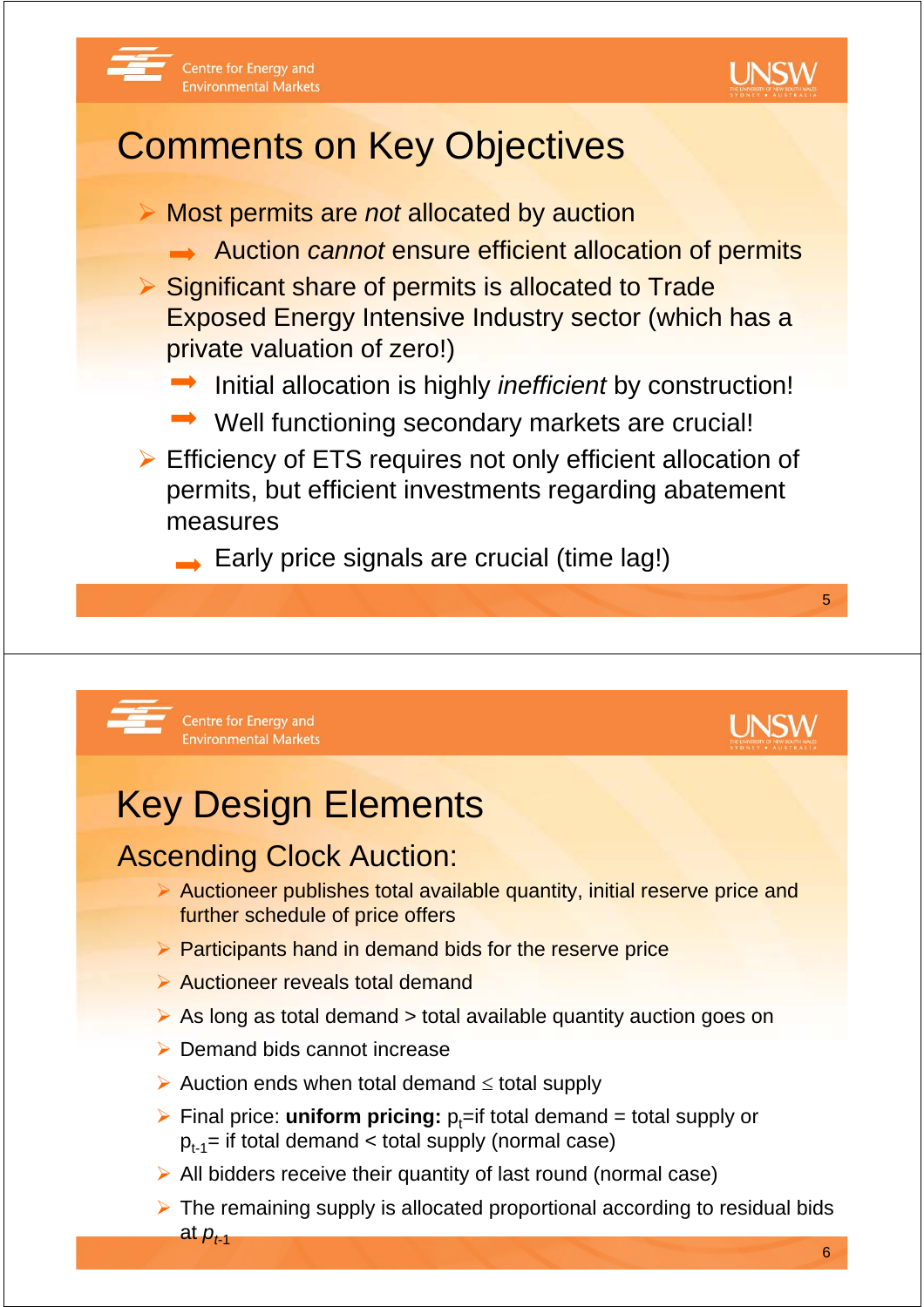# Comments on Key Objectives

- Most permits are *not* allocated by auction
  - ➡ Auction *cannot* ensure efficient allocation of permits
- Significant share of permits is allocated to Trade Exposed Energy Intensive Industry sector (which has a private valuation of zero!)
  - ➡ Initial allocation is highly *inefficient* by construction!
  - ➡ Well functioning secondary markets are crucial!
- Efficiency of ETS requires not only efficient allocation of permits, but efficient investments regarding abatement measures
  - ➡ Early price signals are crucial (time lag!)

# Key Design Elements

## Ascending Clock Auction:

- Auctioneer publishes total available quantity, initial reserve price and further schedule of price offers
- Participants hand in demand bids for the reserve price
- Auctioneer reveals total demand
- As long as total demand > total available quantity auction goes on
- Demand bids cannot increase
- Auction ends when total demand ≤ total supply
- Final price: **uniform pricing:** $p_t$=if total demand = total supply or $p_{t-1}$= if total demand < total supply (normal case)
- All bidders receive their quantity of last round (normal case)
- The remaining supply is allocated proportional according to residual bids at $p_{t-1}$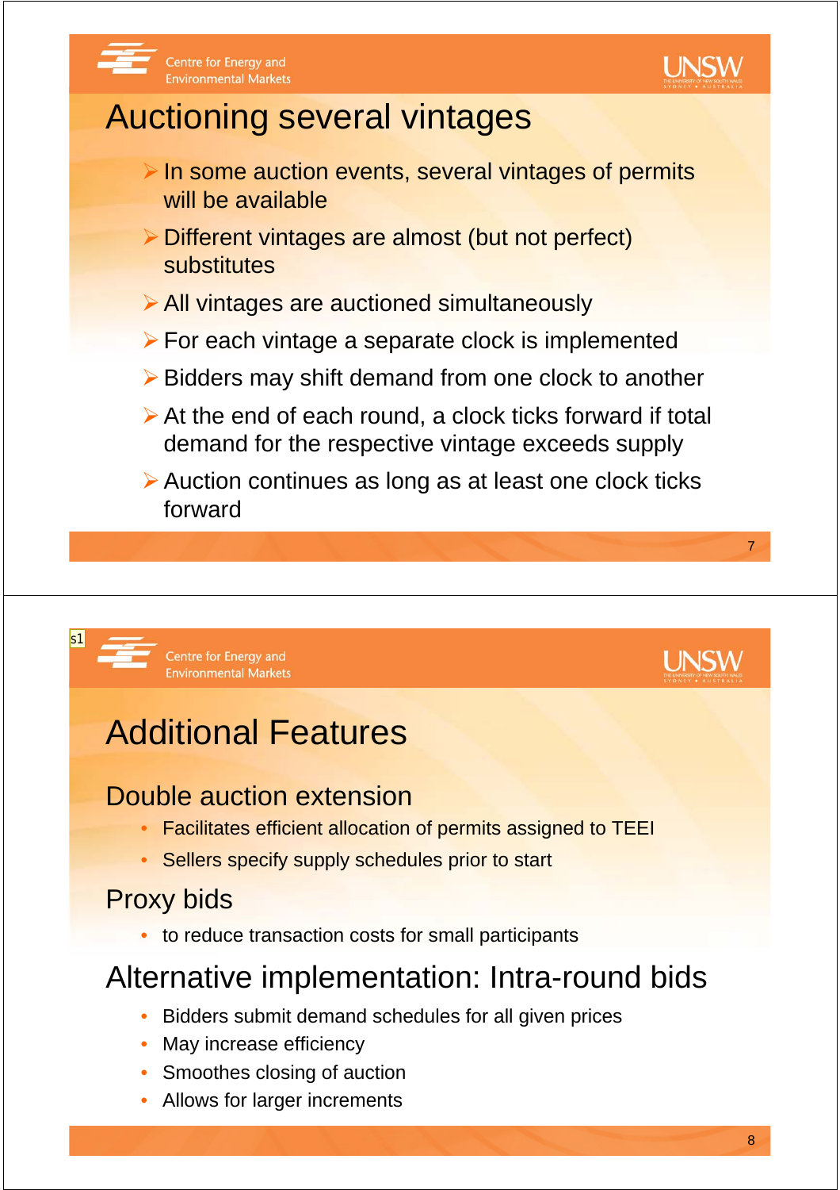# Auctioning several vintages

- In some auction events, several vintages of permits will be available
- Different vintages are almost (but not perfect) substitutes
- All vintages are auctioned simultaneously
- For each vintage a separate clock is implemented
- Bidders may shift demand from one clock to another
- At the end of each round, a clock ticks forward if total demand for the respective vintage exceeds supply
- Auction continues as long as at least one clock ticks forward

# Additional Features

## Double auction extension

- Facilitates efficient allocation of permits assigned to TEEI
- Sellers specify supply schedules prior to start

## Proxy bids

- to reduce transaction costs for small participants

## Alternative implementation: Intra-round bids

- Bidders submit demand schedules for all given prices
- May increase efficiency
- Smoothes closing of auction
- Allows for larger increments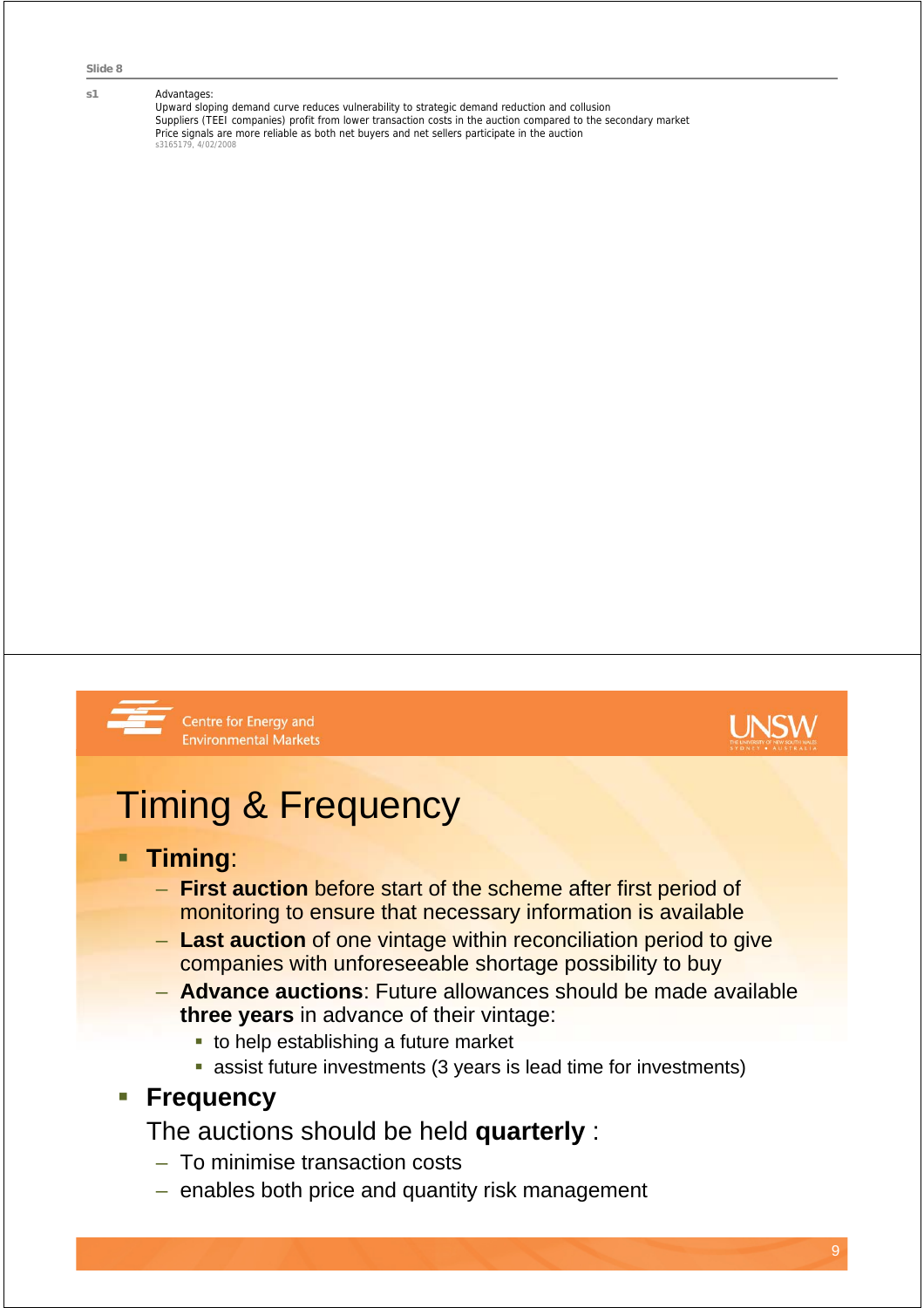Slide 8

s1 Advantages:
Upward sloping demand curve reduces vulnerability to strategic demand reduction and collusion
Suppliers (TEEI companies) profit from lower transaction costs in the auction compared to the secondary market
Price signals are more reliable as both net buyers and net sellers participate in the auction
s3165179, 4/02/2008

Centre for Energy and Environmental Markets

UNSW

# Timing & Frequency

- **Timing**:
  - **First auction** before start of the scheme after first period of monitoring to ensure that necessary information is available
  - **Last auction** of one vintage within reconciliation period to give companies with unforeseeable shortage possibility to buy
  - **Advance auctions**: Future allowances should be made available **three years** in advance of their vintage:
    - to help establishing a future market
    - assist future investments (3 years is lead time for investments)
- **Frequency**

  The auctions should be held **quarterly** :
  - To minimise transaction costs
  - enables both price and quantity risk management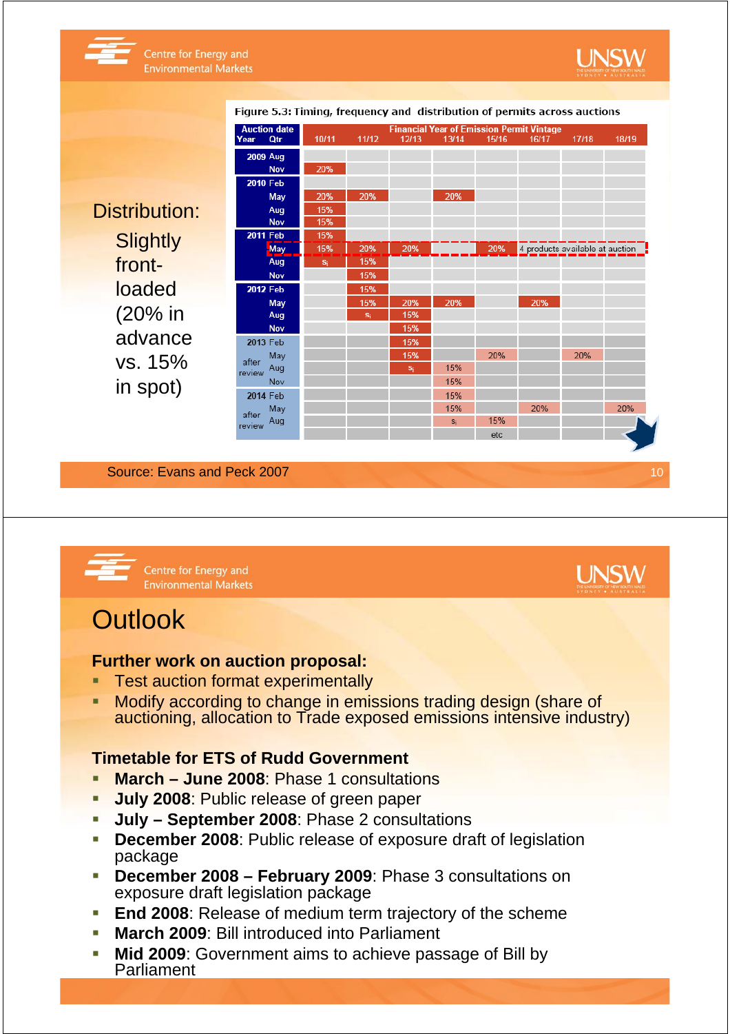Distribution:

Slightly front-loaded (20% in advance vs. 15% in spot)

Figure 5.3: Timing, frequency and distribution of permits across auctions

| Auction date Year | Qtr | 10/11 | 11/12 | 12/13 | 13/14 | 15/16 | 16/17 | 17/18 | 18/19 |
|---|---|---|---|---|---|---|---|---|---|
| 2009 | Aug | | | | | | | | |
| | Nov | 20% | | | | | | | |
| 2010 | Feb | | | | | | | | |
| | May | 20% | 20% | | 20% | | | | |
| | Aug | 15% | | | | | | | |
| | Nov | 15% | | | | | | | |
| 2011 | Feb | 15% | | | | | | | |
| | May | 15% | 20% | 20% | | 20% | 4 products available at auction | | |
| | Aug | $s_i$ | 15% | | | | | | |
| | Nov | | 15% | | | | | | |
| 2012 | Feb | | 15% | | | | | | |
| | May | | 15% | 20% | 20% | | 20% | | |
| | Aug | | $s_i$ | 15% | | | | | |
| | Nov | | | 15% | | | | | |
| 2013 | Feb | | | 15% | | | | | |
| after review | May | | | 15% | | 20% | | 20% | |
| | Aug | | | $s_i$ | 15% | | | | |
| | Nov | | | | 15% | | | | |
| 2014 | Feb | | | | 15% | | | | |
| after review | May | | | | 15% | | 20% | | 20% |
| | Aug | | | | $s_i$ | 15% | | | |
| | | | | | | etc | | | |

Source: Evans and Peck 2007

# Outlook

**Further work on auction proposal:**

- Test auction format experimentally
- Modify according to change in emissions trading design (share of auctioning, allocation to Trade exposed emissions intensive industry)

**Timetable for ETS of Rudd Government**

- **March – June 2008**: Phase 1 consultations
- **July 2008**: Public release of green paper
- **July – September 2008**: Phase 2 consultations
- **December 2008**: Public release of exposure draft of legislation package
- **December 2008 – February 2009**: Phase 3 consultations on exposure draft legislation package
- **End 2008**: Release of medium term trajectory of the scheme
- **March 2009**: Bill introduced into Parliament
- **Mid 2009**: Government aims to achieve passage of Bill by Parliament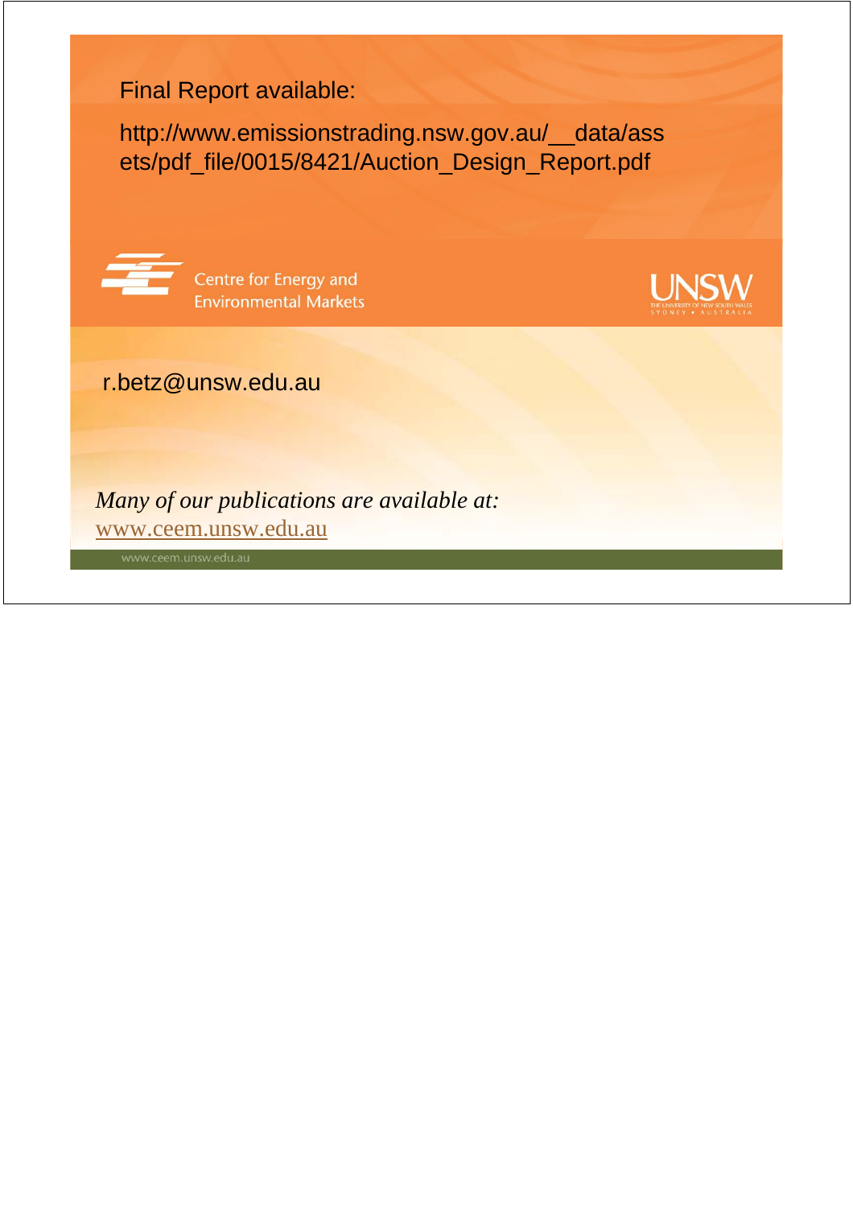Final Report available:

http://www.emissionstrading.nsw.gov.au/__data/assets/pdf_file/0015/8421/Auction_Design_Report.pdf

Centre for Energy and Environmental Markets

UNSW

r.betz@unsw.edu.au

*Many of our publications are available at:*
www.ceem.unsw.edu.au